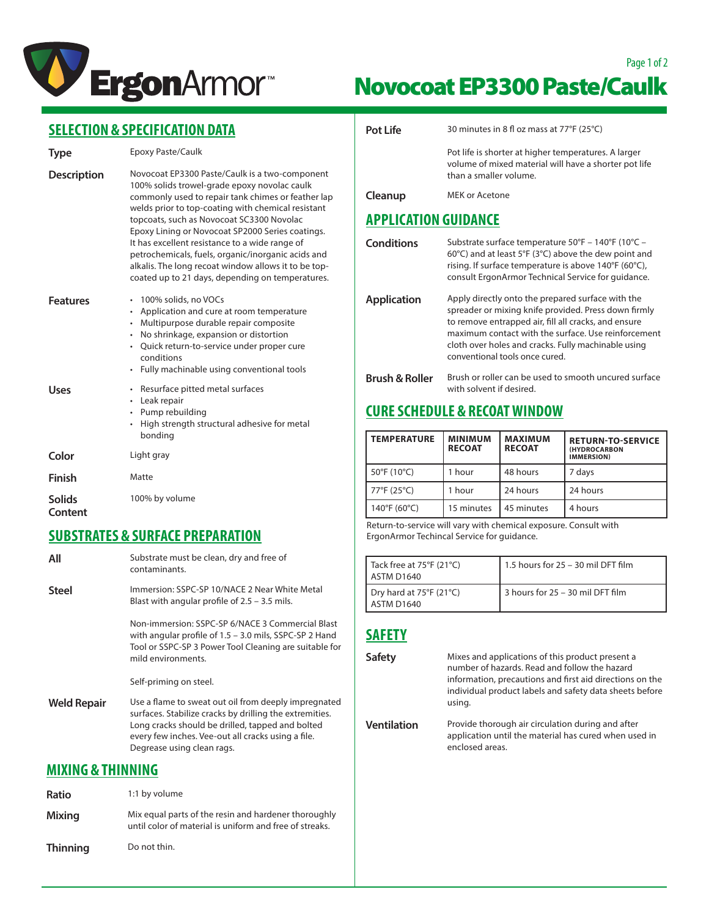# Novocoat EP3300 Paste/Caulk

## SELECTION & SPECIFICATION DATA

**Type**

Epoxy Paste/Caulk

**Description**

Novocoat EP3300 Paste/Caulk is a two-component 100% solids trowel-grade epoxy novolac caulk commonly used to repair tank chimes or feather lap welds prior to top-coating with chemical resistant topcoats, such as Novocoat SC3300 Novolac Epoxy Lining or Novocoat SP2000 Series coatings. It has excellent resistance to a wide range of petrochemicals, fuels, organic/inorganic acids and alkalis. The long recoat window allows it to be top-coated up to 21 days, depending on temperatures.

**Features**

- 100% solids, no VOCs
- Application and cure at room temperature
- Multipurpose durable repair composite
- No shrinkage, expansion or distortion
- Quick return-to-service under proper cure conditions
- Fully machinable using conventional tools

**Uses**

- Resurface pitted metal surfaces
- Leak repair
- Pump rebuilding
- High strength structural adhesive for metal bonding

**Color**

Light gray

**Finish**

Matte

**Solids Content**

100% by volume

## SUBSTRATES & SURFACE PREPARATION

**All**

Substrate must be clean, dry and free of contaminants.

**Steel**

Immersion: SSPC-SP 10/NACE 2 Near White Metal Blast with angular profile of 2.5 – 3.5 mils.

Non-immersion: SSPC-SP 6/NACE 3 Commercial Blast with angular profile of 1.5 – 3.0 mils, SSPC-SP 2 Hand Tool or SSPC-SP 3 Power Tool Cleaning are suitable for mild environments.

Self-priming on steel.

**Weld Repair**

Use a flame to sweat out oil from deeply impregnated surfaces. Stabilize cracks by drilling the extremities. Long cracks should be drilled, tapped and bolted every few inches. Vee-out all cracks using a file. Degrease using clean rags.

## MIXING & THINNING

**Ratio**

1:1 by volume

**Mixing**

Mix equal parts of the resin and hardener thoroughly until color of material is uniform and free of streaks.

**Thinning**

Do not thin.

**Pot Life**

30 minutes in 8 fl oz mass at 77°F (25°C)

Pot life is shorter at higher temperatures. A larger volume of mixed material will have a shorter pot life than a smaller volume.

**Cleanup**

MEK or Acetone

## APPLICATION GUIDANCE

**Conditions**

Substrate surface temperature 50°F – 140°F (10°C – 60°C) and at least 5°F (3°C) above the dew point and rising. If surface temperature is above 140°F (60°C), consult ErgonArmor Technical Service for guidance.

**Application**

Apply directly onto the prepared surface with the spreader or mixing knife provided. Press down firmly to remove entrapped air, fill all cracks, and ensure maximum contact with the surface. Use reinforcement cloth over holes and cracks. Fully machinable using conventional tools once cured.

**Brush & Roller**

Brush or roller can be used to smooth uncured surface with solvent if desired.

## CURE SCHEDULE & RECOAT WINDOW

| TEMPERATURE | MINIMUM RECOAT | MAXIMUM RECOAT | RETURN-TO-SERVICE (HYDROCARBON IMMERSION) |
|---|---|---|---|
| 50°F (10°C) | 1 hour | 48 hours | 7 days |
| 77°F (25°C) | 1 hour | 24 hours | 24 hours |
| 140°F (60°C) | 15 minutes | 45 minutes | 4 hours |

Return-to-service will vary with chemical exposure. Consult with ErgonArmor Techincal Service for guidance.

| | |
|---|---|
| Tack free at 75°F (21°C) ASTM D1640 | 1.5 hours for 25 – 30 mil DFT film |
| Dry hard at 75°F (21°C) ASTM D1640 | 3 hours for 25 – 30 mil DFT film |

## SAFETY

**Safety**

Mixes and applications of this product present a number of hazards. Read and follow the hazard information, precautions and first aid directions on the individual product labels and safety data sheets before using.

**Ventilation**

Provide thorough air circulation during and after application until the material has cured when used in enclosed areas.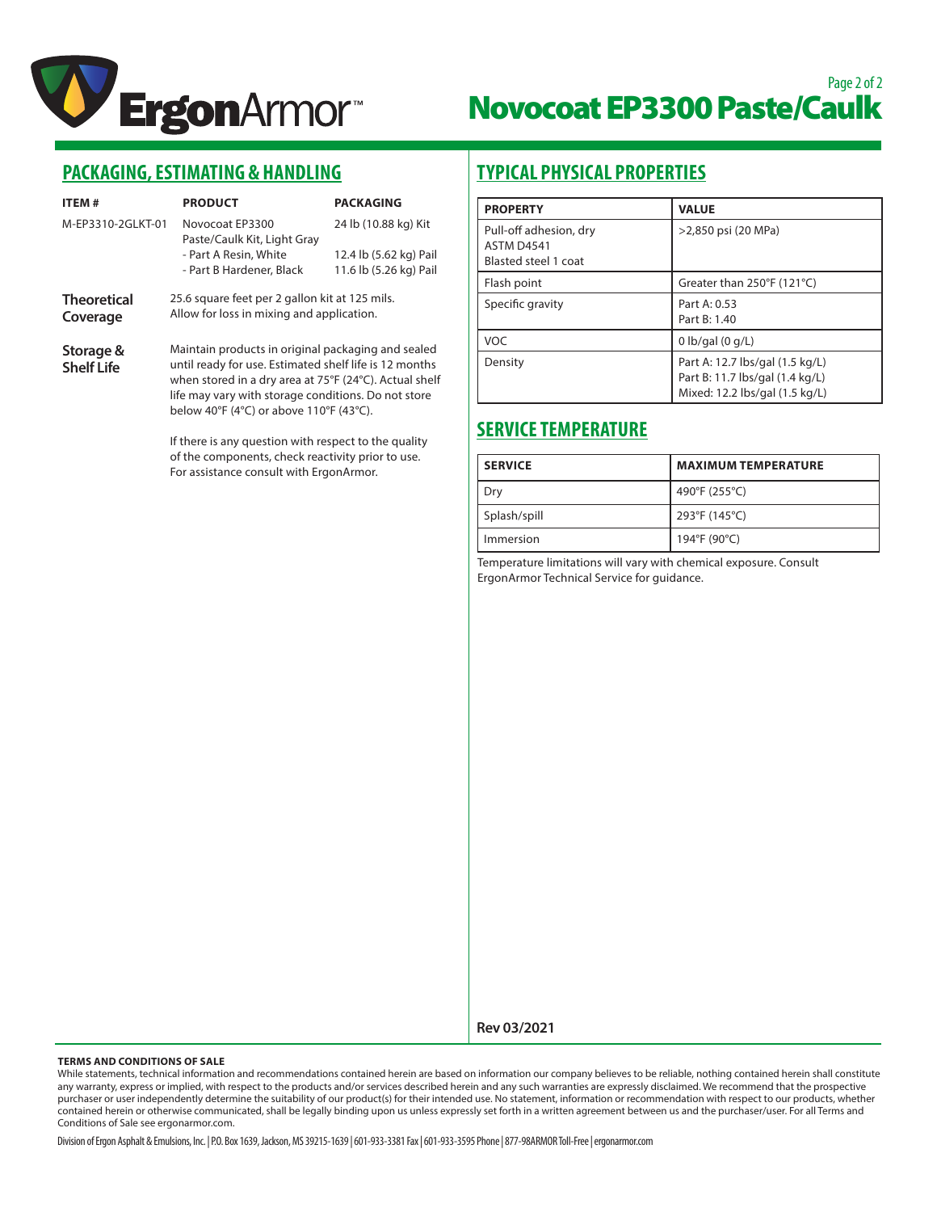# Novocoat EP3300 Paste/Caulk

## PACKAGING, ESTIMATING & HANDLING

| ITEM # | PRODUCT | PACKAGING |
|---|---|---|
| M-EP3310-2GLKT-01 | Novocoat EP3300 Paste/Caulk Kit, Light Gray | 24 lb (10.88 kg) Kit |
| | - Part A Resin, White | 12.4 lb (5.62 kg) Pail |
| | - Part B Hardener, Black | 11.6 lb (5.26 kg) Pail |

**Theoretical Coverage**

25.6 square feet per 2 gallon kit at 125 mils. Allow for loss in mixing and application.

**Storage & Shelf Life**

Maintain products in original packaging and sealed until ready for use. Estimated shelf life is 12 months when stored in a dry area at 75°F (24°C). Actual shelf life may vary with storage conditions. Do not store below 40°F (4°C) or above 110°F (43°C).

If there is any question with respect to the quality of the components, check reactivity prior to use. For assistance consult with ErgonArmor.

## TYPICAL PHYSICAL PROPERTIES

| PROPERTY | VALUE |
|---|---|
| Pull-off adhesion, dry ASTM D4541 Blasted steel 1 coat | >2,850 psi (20 MPa) |
| Flash point | Greater than 250°F (121°C) |
| Specific gravity | Part A: 0.53<br>Part B: 1.40 |
| VOC | 0 lb/gal (0 g/L) |
| Density | Part A: 12.7 lbs/gal (1.5 kg/L)<br>Part B: 11.7 lbs/gal (1.4 kg/L)<br>Mixed: 12.2 lbs/gal (1.5 kg/L) |

## SERVICE TEMPERATURE

| SERVICE | MAXIMUM TEMPERATURE |
|---|---|
| Dry | 490°F (255°C) |
| Splash/spill | 293°F (145°C) |
| Immersion | 194°F (90°C) |

Temperature limitations will vary with chemical exposure. Consult ErgonArmor Technical Service for guidance.

**Rev 03/2021**

**TERMS AND CONDITIONS OF SALE**

While statements, technical information and recommendations contained herein are based on information our company believes to be reliable, nothing contained herein shall constitute any warranty, express or implied, with respect to the products and/or services described herein and any such warranties are expressly disclaimed. We recommend that the prospective purchaser or user independently determine the suitability of our product(s) for their intended use. No statement, information or recommendation with respect to our products, whether contained herein or otherwise communicated, shall be legally binding upon us unless expressly set forth in a written agreement between us and the purchaser/user. For all Terms and Conditions of Sale see ergonarmor.com.

Division of Ergon Asphalt & Emulsions, Inc. | P.O. Box 1639, Jackson, MS 39215-1639 | 601-933-3381 Fax | 601-933-3595 Phone | 877-98ARMOR Toll-Free | ergonarmor.com